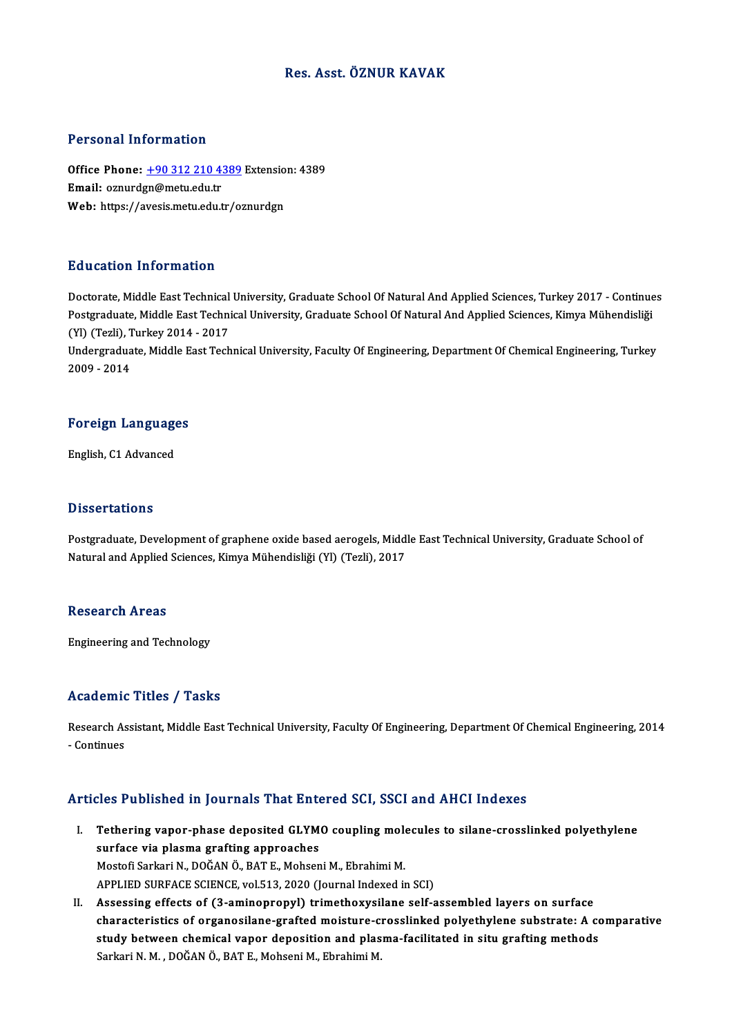# Res. Asst. ÖZNUR KAVAK

## Personal Information

**Office Phone:** +90 312 210 4389 Extension: 4389
**Email:** oznurdgn@metu.edu.tr
**Web:** https://avesis.metu.edu.tr/oznurdgn

## Education Information

Doctorate, Middle East Technical University, Graduate School Of Natural And Applied Sciences, Turkey 2017 - Continues
Postgraduate, Middle East Technical University, Graduate School Of Natural And Applied Sciences, Kimya Mühendisliği (Yl) (Tezli), Turkey 2014 - 2017
Undergraduate, Middle East Technical University, Faculty Of Engineering, Department Of Chemical Engineering, Turkey 2009 - 2014

## Foreign Languages

English, C1 Advanced

## Dissertations

Postgraduate, Development of graphene oxide based aerogels, Middle East Technical University, Graduate School of Natural and Applied Sciences, Kimya Mühendisliği (Yl) (Tezli), 2017

## Research Areas

Engineering and Technology

## Academic Titles / Tasks

Research Assistant, Middle East Technical University, Faculty Of Engineering, Department Of Chemical Engineering, 2014 - Continues

## Articles Published in Journals That Entered SCI, SSCI and AHCI Indexes

I. **Tethering vapor-phase deposited GLYMO coupling molecules to silane-crosslinked polyethylene surface via plasma grafting approaches**
Mostofi Sarkari N., DOĞAN Ö., BAT E., Mohseni M., Ebrahimi M.
APPLIED SURFACE SCIENCE, vol.513, 2020 (Journal Indexed in SCI)

II. **Assessing effects of (3-aminopropyl) trimethoxysilane self-assembled layers on surface characteristics of organosilane-grafted moisture-crosslinked polyethylene substrate: A comparative study between chemical vapor deposition and plasma-facilitated in situ grafting methods**
Sarkari N. M. , DOĞAN Ö., BAT E., Mohseni M., Ebrahimi M.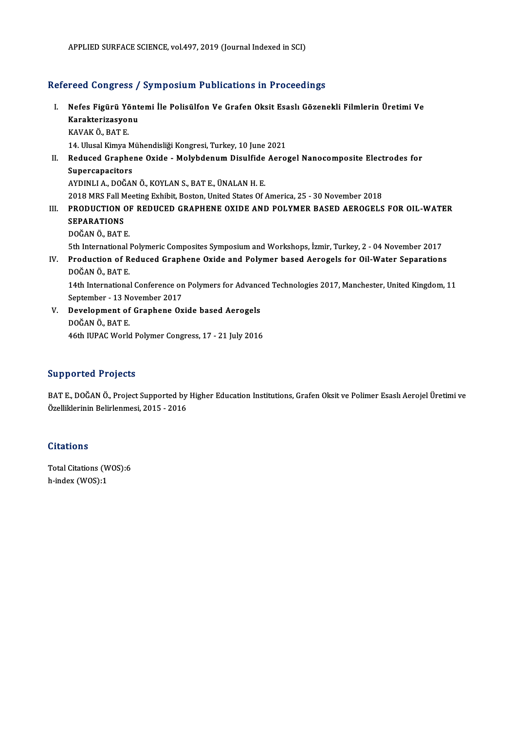APPLIED SURFACE SCIENCE, vol.497, 2019 (Journal Indexed in SCI)

## Refereed Congress / Symposium Publications in Proceedings

I. **Nefes Figürü Yöntemi İle Polisülfon Ve Grafen Oksit Esaslı Gözenekli Filmlerin Üretimi Ve Karakterizasyonu**
   KAVAK Ö., BAT E.
   14. Ulusal Kimya Mühendisliği Kongresi, Turkey, 10 June 2021

II. **Reduced Graphene Oxide - Molybdenum Disulfide Aerogel Nanocomposite Electrodes for Supercapacitors**
   AYDINLI A., DOĞAN Ö., KOYLAN S., BAT E., ÜNALAN H. E.
   2018 MRS Fall Meeting Exhibit, Boston, United States Of America, 25 - 30 November 2018

III. **PRODUCTION OF REDUCED GRAPHENE OXIDE AND POLYMER BASED AEROGELS FOR OIL-WATER SEPARATIONS**
   DOĞAN Ö., BAT E.
   5th International Polymeric Composites Symposium and Workshops, İzmir, Turkey, 2 - 04 November 2017

IV. **Production of Reduced Graphene Oxide and Polymer based Aerogels for Oil-Water Separations**
   DOĞAN Ö., BAT E.
   14th International Conference on Polymers for Advanced Technologies 2017, Manchester, United Kingdom, 11 September - 13 November 2017

V. **Development of Graphene Oxide based Aerogels**
   DOĞAN Ö., BAT E.
   46th IUPAC World Polymer Congress, 17 - 21 July 2016

## Supported Projects

BAT E., DOĞAN Ö., Project Supported by Higher Education Institutions, Grafen Oksit ve Polimer Esaslı Aerojel Üretimi ve Özelliklerinin Belirlenmesi, 2015 - 2016

## Citations

Total Citations (WOS):6
h-index (WOS):1